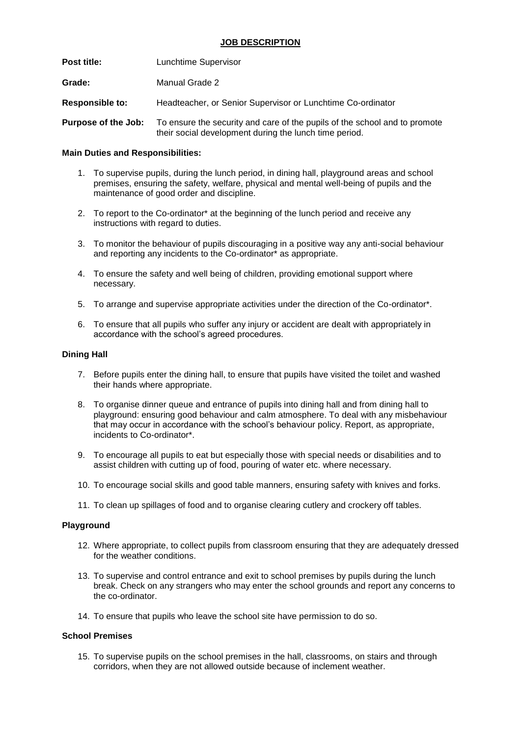# JOB DESCRIPTION

**Post title:** Lunchtime Supervisor

**Grade:** Manual Grade 2

**Responsible to:** Headteacher, or Senior Supervisor or Lunchtime Co-ordinator

**Purpose of the Job:** To ensure the security and care of the pupils of the school and to promote their social development during the lunch time period.

**Main Duties and Responsibilities:**

1. To supervise pupils, during the lunch period, in dining hall, playground areas and school premises, ensuring the safety, welfare, physical and mental well-being of pupils and the maintenance of good order and discipline.

2. To report to the Co-ordinator* at the beginning of the lunch period and receive any instructions with regard to duties.

3. To monitor the behaviour of pupils discouraging in a positive way any anti-social behaviour and reporting any incidents to the Co-ordinator* as appropriate.

4. To ensure the safety and well being of children, providing emotional support where necessary.

5. To arrange and supervise appropriate activities under the direction of the Co-ordinator*.

6. To ensure that all pupils who suffer any injury or accident are dealt with appropriately in accordance with the school's agreed procedures.

**Dining Hall**

7. Before pupils enter the dining hall, to ensure that pupils have visited the toilet and washed their hands where appropriate.

8. To organise dinner queue and entrance of pupils into dining hall and from dining hall to playground: ensuring good behaviour and calm atmosphere. To deal with any misbehaviour that may occur in accordance with the school's behaviour policy. Report, as appropriate, incidents to Co-ordinator*.

9. To encourage all pupils to eat but especially those with special needs or disabilities and to assist children with cutting up of food, pouring of water etc. where necessary.

10. To encourage social skills and good table manners, ensuring safety with knives and forks.

11. To clean up spillages of food and to organise clearing cutlery and crockery off tables.

**Playground**

12. Where appropriate, to collect pupils from classroom ensuring that they are adequately dressed for the weather conditions.

13. To supervise and control entrance and exit to school premises by pupils during the lunch break. Check on any strangers who may enter the school grounds and report any concerns to the co-ordinator.

14. To ensure that pupils who leave the school site have permission to do so.

**School Premises**

15. To supervise pupils on the school premises in the hall, classrooms, on stairs and through corridors, when they are not allowed outside because of inclement weather.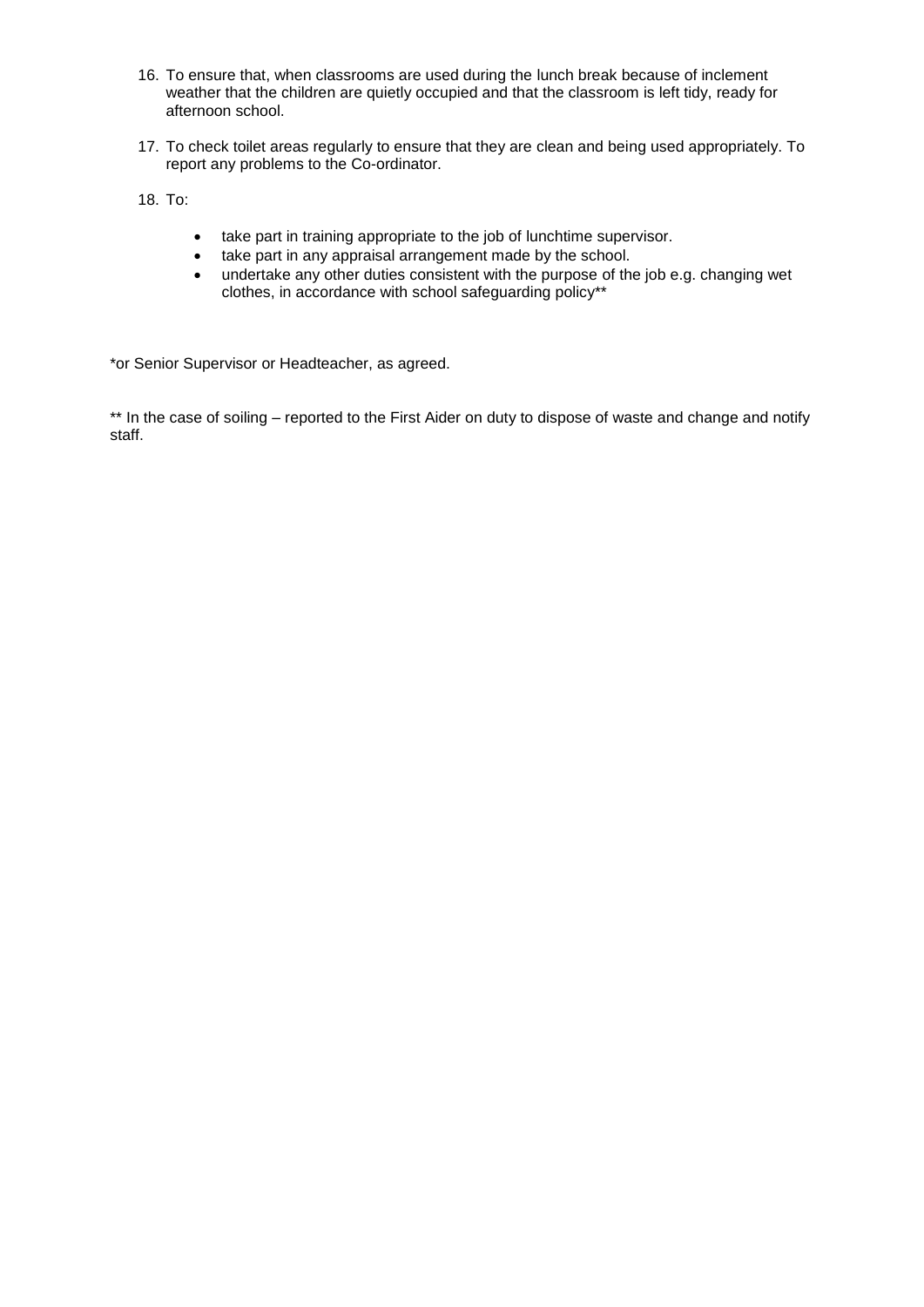16. To ensure that, when classrooms are used during the lunch break because of inclement weather that the children are quietly occupied and that the classroom is left tidy, ready for afternoon school.

17. To check toilet areas regularly to ensure that they are clean and being used appropriately. To report any problems to the Co-ordinator.

18. To:

    - take part in training appropriate to the job of lunchtime supervisor.
    - take part in any appraisal arrangement made by the school.
    - undertake any other duties consistent with the purpose of the job e.g. changing wet clothes, in accordance with school safeguarding policy**

*or Senior Supervisor or Headteacher, as agreed.

** In the case of soiling – reported to the First Aider on duty to dispose of waste and change and notify staff.